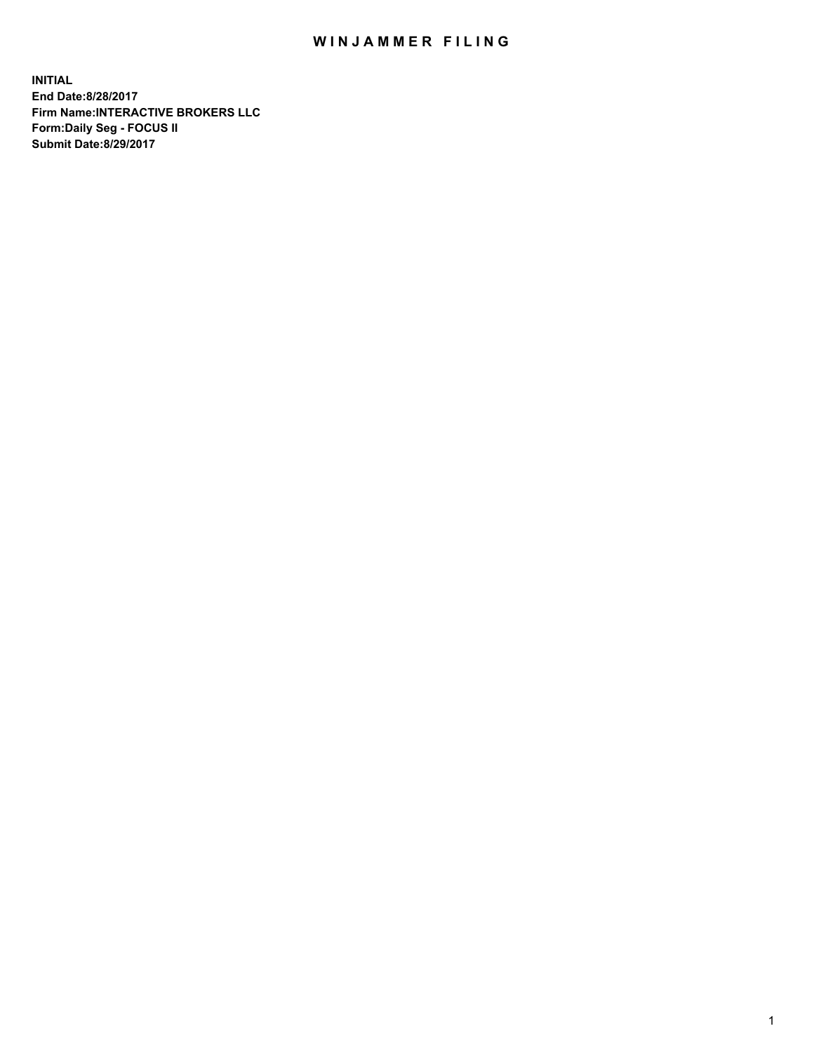# WINJAMMER FILING

**INITIAL**
**End Date:8/28/2017**
**Firm Name:INTERACTIVE BROKERS LLC**
**Form:Daily Seg - FOCUS II**
**Submit Date:8/29/2017**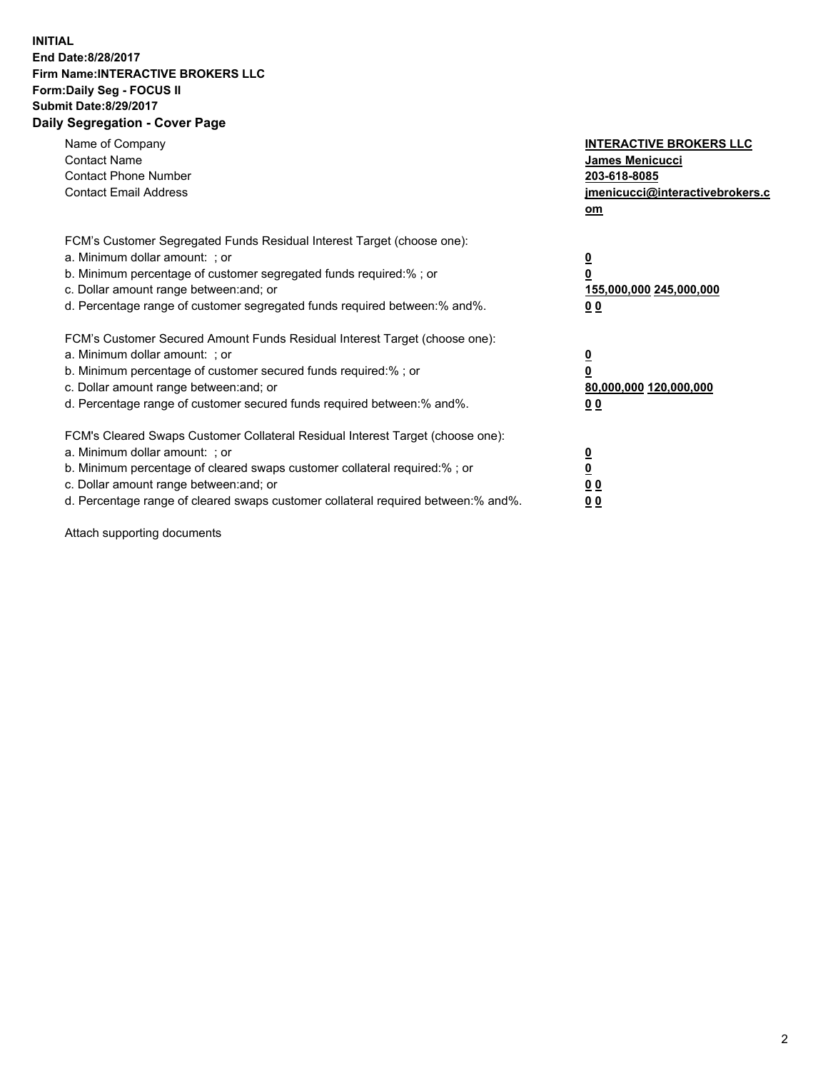**INITIAL**
**End Date:8/28/2017**
**Firm Name:INTERACTIVE BROKERS LLC**
**Form:Daily Seg - FOCUS II**
**Submit Date:8/29/2017**
**Daily Segregation - Cover Page**

| | |
|---|---|
| Name of Company | **INTERACTIVE BROKERS LLC** |
| Contact Name | **James Menicucci** |
| Contact Phone Number | **203-618-8085** |
| Contact Email Address | **jmenicucci@interactivebrokers.com** |

FCM's Customer Segregated Funds Residual Interest Target (choose one):

| | |
|---|---|
| a. Minimum dollar amount: ; or | **0** |
| b. Minimum percentage of customer segregated funds required:% ; or | **0** |
| c. Dollar amount range between:and; or | **155,000,000 245,000,000** |
| d. Percentage range of customer segregated funds required between:% and%. | **0 0** |

FCM's Customer Secured Amount Funds Residual Interest Target (choose one):

| | |
|---|---|
| a. Minimum dollar amount: ; or | **0** |
| b. Minimum percentage of customer secured funds required:% ; or | **0** |
| c. Dollar amount range between:and; or | **80,000,000 120,000,000** |
| d. Percentage range of customer secured funds required between:% and%. | **0 0** |

FCM's Cleared Swaps Customer Collateral Residual Interest Target (choose one):

| | |
|---|---|
| a. Minimum dollar amount: ; or | **0** |
| b. Minimum percentage of cleared swaps customer collateral required:% ; or | **0** |
| c. Dollar amount range between:and; or | **0 0** |
| d. Percentage range of cleared swaps customer collateral required between:% and%. | **0 0** |

Attach supporting documents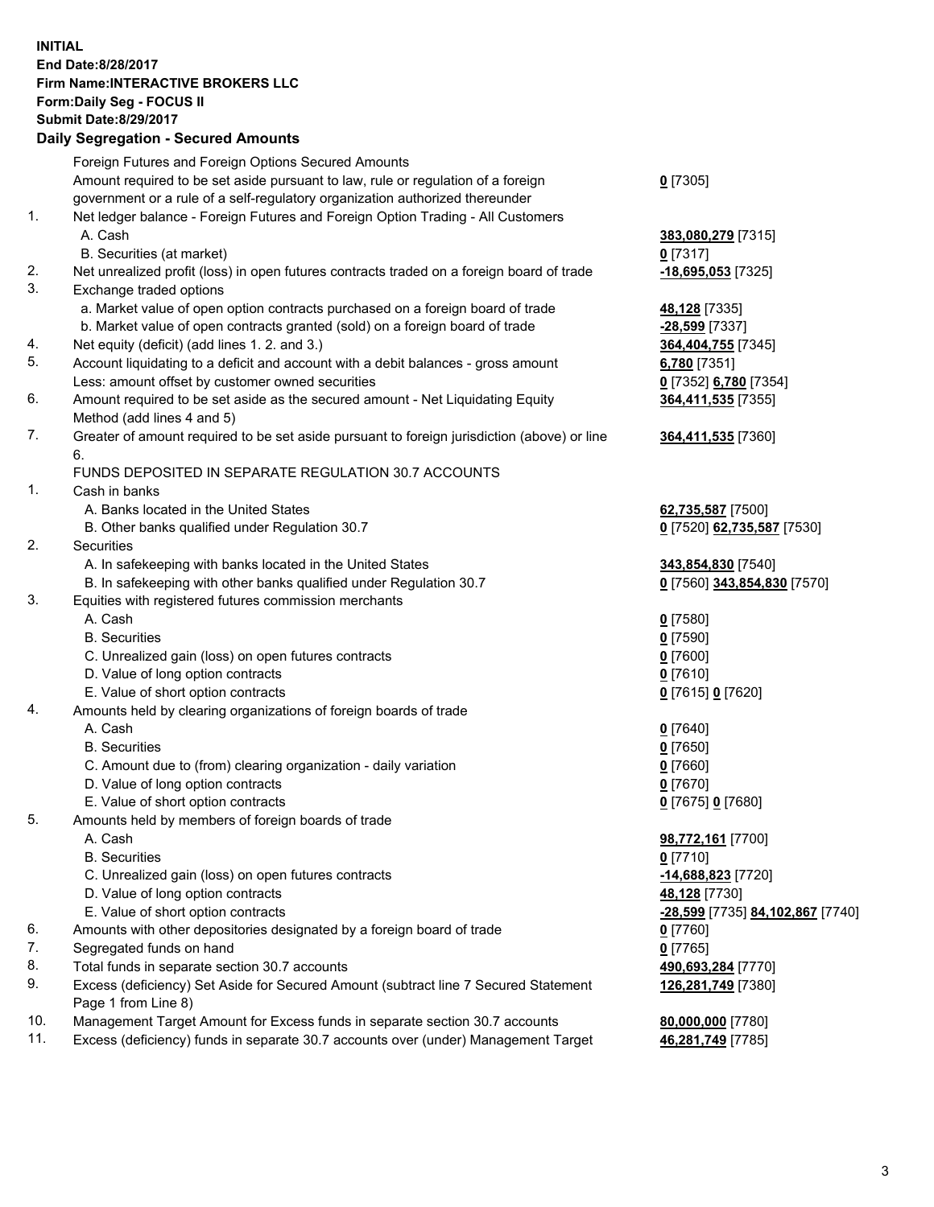**INITIAL**
**End Date:8/28/2017**
**Firm Name:INTERACTIVE BROKERS LLC**
**Form:Daily Seg - FOCUS II**
**Submit Date:8/29/2017**

## Daily Segregation - Secured Amounts

| | | |
|---|---|---|
| | Foreign Futures and Foreign Options Secured Amounts | |
| | Amount required to be set aside pursuant to law, rule or regulation of a foreign government or a rule of a self-regulatory organization authorized thereunder | **0** [7305] |
| 1. | Net ledger balance - Foreign Futures and Foreign Option Trading - All Customers | |
| | A. Cash | **383,080,279** [7315] |
| | B. Securities (at market) | **0** [7317] |
| 2. | Net unrealized profit (loss) in open futures contracts traded on a foreign board of trade | **-18,695,053** [7325] |
| 3. | Exchange traded options | |
| | a. Market value of open option contracts purchased on a foreign board of trade | **48,128** [7335] |
| | b. Market value of open contracts granted (sold) on a foreign board of trade | **-28,599** [7337] |
| 4. | Net equity (deficit) (add lines 1. 2. and 3.) | **364,404,755** [7345] |
| 5. | Account liquidating to a deficit and account with a debit balances - gross amount | **6,780** [7351] |
| | Less: amount offset by customer owned securities | **0** [7352] **6,780** [7354] |
| 6. | Amount required to be set aside as the secured amount - Net Liquidating Equity Method (add lines 4 and 5) | **364,411,535** [7355] |
| 7. | Greater of amount required to be set aside pursuant to foreign jurisdiction (above) or line 6. | **364,411,535** [7360] |
| | FUNDS DEPOSITED IN SEPARATE REGULATION 30.7 ACCOUNTS | |
| 1. | Cash in banks | |
| | A. Banks located in the United States | **62,735,587** [7500] |
| | B. Other banks qualified under Regulation 30.7 | **0** [7520] **62,735,587** [7530] |
| 2. | Securities | |
| | A. In safekeeping with banks located in the United States | **343,854,830** [7540] |
| | B. In safekeeping with other banks qualified under Regulation 30.7 | **0** [7560] **343,854,830** [7570] |
| 3. | Equities with registered futures commission merchants | |
| | A. Cash | **0** [7580] |
| | B. Securities | **0** [7590] |
| | C. Unrealized gain (loss) on open futures contracts | **0** [7600] |
| | D. Value of long option contracts | **0** [7610] |
| | E. Value of short option contracts | **0** [7615] **0** [7620] |
| 4. | Amounts held by clearing organizations of foreign boards of trade | |
| | A. Cash | **0** [7640] |
| | B. Securities | **0** [7650] |
| | C. Amount due to (from) clearing organization - daily variation | **0** [7660] |
| | D. Value of long option contracts | **0** [7670] |
| | E. Value of short option contracts | **0** [7675] **0** [7680] |
| 5. | Amounts held by members of foreign boards of trade | |
| | A. Cash | **98,772,161** [7700] |
| | B. Securities | **0** [7710] |
| | C. Unrealized gain (loss) on open futures contracts | **-14,688,823** [7720] |
| | D. Value of long option contracts | **48,128** [7730] |
| | E. Value of short option contracts | **-28,599** [7735] **84,102,867** [7740] |
| 6. | Amounts with other depositories designated by a foreign board of trade | **0** [7760] |
| 7. | Segregated funds on hand | **0** [7765] |
| 8. | Total funds in separate section 30.7 accounts | **490,693,284** [7770] |
| 9. | Excess (deficiency) Set Aside for Secured Amount (subtract line 7 Secured Statement Page 1 from Line 8) | **126,281,749** [7380] |
| 10. | Management Target Amount for Excess funds in separate section 30.7 accounts | **80,000,000** [7780] |
| 11. | Excess (deficiency) funds in separate 30.7 accounts over (under) Management Target | **46,281,749** [7785] |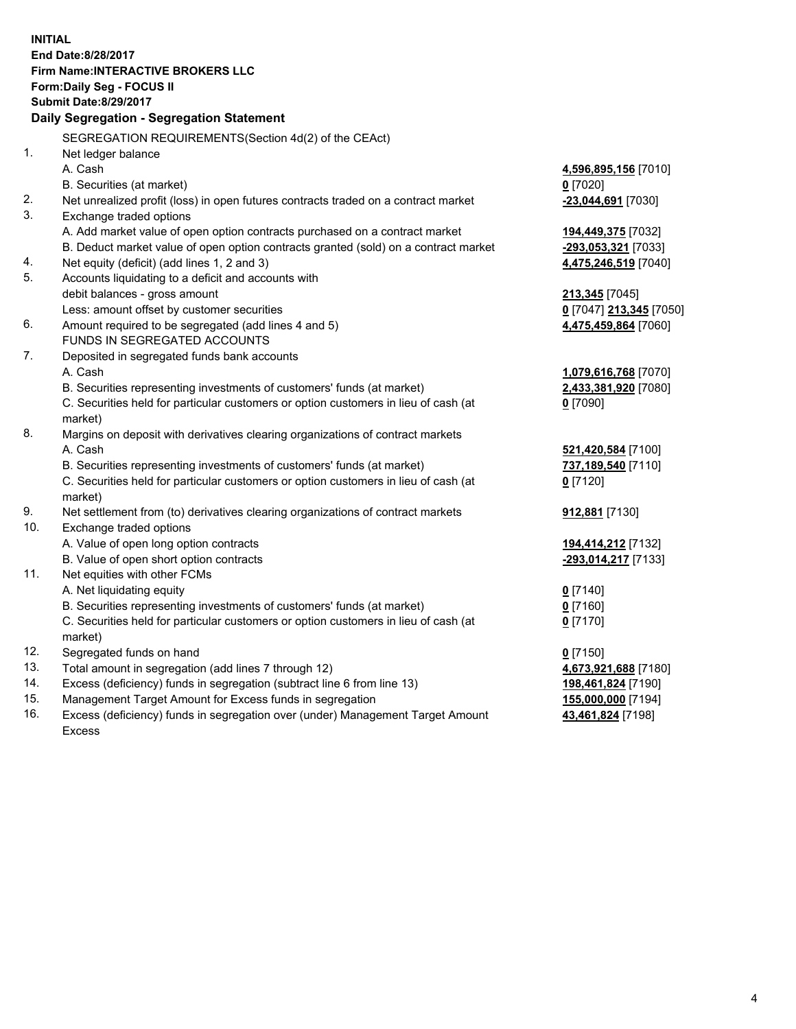**INITIAL**
**End Date:8/28/2017**
**Firm Name:INTERACTIVE BROKERS LLC**
**Form:Daily Seg - FOCUS II**
**Submit Date:8/29/2017**

## Daily Segregation - Segregation Statement

SEGREGATION REQUIREMENTS(Section 4d(2) of the CEAct)

| | | |
|---|---|---|
| 1. | Net ledger balance | |
| | A. Cash | **4,596,895,156** [7010] |
| | B. Securities (at market) | **0** [7020] |
| 2. | Net unrealized profit (loss) in open futures contracts traded on a contract market | **-23,044,691** [7030] |
| 3. | Exchange traded options | |
| | A. Add market value of open option contracts purchased on a contract market | **194,449,375** [7032] |
| | B. Deduct market value of open option contracts granted (sold) on a contract market | **-293,053,321** [7033] |
| 4. | Net equity (deficit) (add lines 1, 2 and 3) | **4,475,246,519** [7040] |
| 5. | Accounts liquidating to a deficit and accounts with debit balances - gross amount | **213,345** [7045] |
| | Less: amount offset by customer securities | **0** [7047] **213,345** [7050] |
| 6. | Amount required to be segregated (add lines 4 and 5) | **4,475,459,864** [7060] |
| | FUNDS IN SEGREGATED ACCOUNTS | |
| 7. | Deposited in segregated funds bank accounts | |
| | A. Cash | **1,079,616,768** [7070] |
| | B. Securities representing investments of customers' funds (at market) | **2,433,381,920** [7080] |
| | C. Securities held for particular customers or option customers in lieu of cash (at market) | **0** [7090] |
| 8. | Margins on deposit with derivatives clearing organizations of contract markets | |
| | A. Cash | **521,420,584** [7100] |
| | B. Securities representing investments of customers' funds (at market) | **737,189,540** [7110] |
| | C. Securities held for particular customers or option customers in lieu of cash (at market) | **0** [7120] |
| 9. | Net settlement from (to) derivatives clearing organizations of contract markets | **912,881** [7130] |
| 10. | Exchange traded options | |
| | A. Value of open long option contracts | **194,414,212** [7132] |
| | B. Value of open short option contracts | **-293,014,217** [7133] |
| 11. | Net equities with other FCMs | |
| | A. Net liquidating equity | **0** [7140] |
| | B. Securities representing investments of customers' funds (at market) | **0** [7160] |
| | C. Securities held for particular customers or option customers in lieu of cash (at market) | **0** [7170] |
| 12. | Segregated funds on hand | **0** [7150] |
| 13. | Total amount in segregation (add lines 7 through 12) | **4,673,921,688** [7180] |
| 14. | Excess (deficiency) funds in segregation (subtract line 6 from line 13) | **198,461,824** [7190] |
| 15. | Management Target Amount for Excess funds in segregation | **155,000,000** [7194] |
| 16. | Excess (deficiency) funds in segregation over (under) Management Target Amount Excess | **43,461,824** [7198] |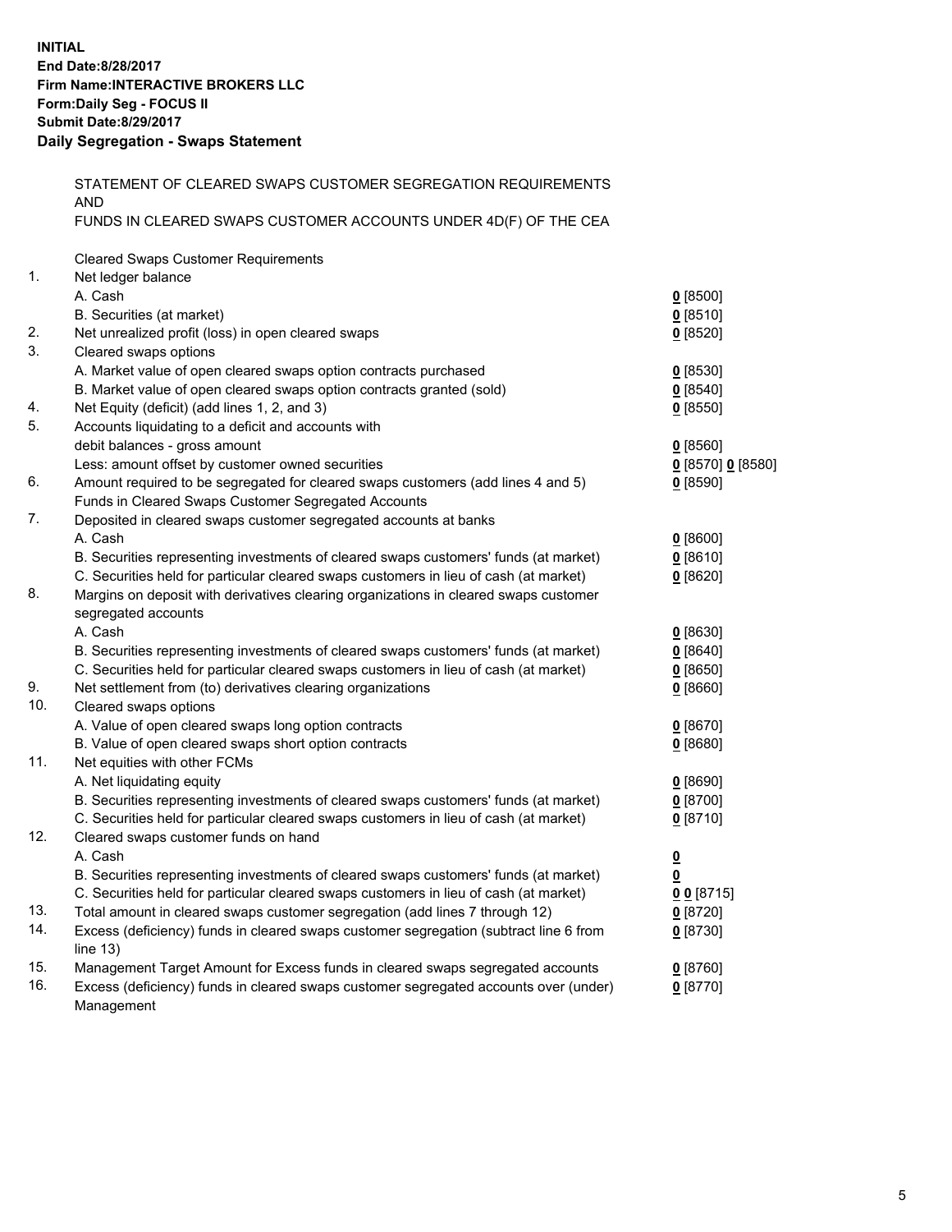**INITIAL**
**End Date:8/28/2017**
**Firm Name:INTERACTIVE BROKERS LLC**
**Form:Daily Seg - FOCUS II**
**Submit Date:8/29/2017**
**Daily Segregation - Swaps Statement**

STATEMENT OF CLEARED SWAPS CUSTOMER SEGREGATION REQUIREMENTS AND FUNDS IN CLEARED SWAPS CUSTOMER ACCOUNTS UNDER 4D(F) OF THE CEA

| | | |
|---|---|---|
| | Cleared Swaps Customer Requirements | |
| 1. | Net ledger balance | |
| | A. Cash | 0 [8500] |
| | B. Securities (at market) | 0 [8510] |
| 2. | Net unrealized profit (loss) in open cleared swaps | 0 [8520] |
| 3. | Cleared swaps options | |
| | A. Market value of open cleared swaps option contracts purchased | 0 [8530] |
| | B. Market value of open cleared swaps option contracts granted (sold) | 0 [8540] |
| 4. | Net Equity (deficit) (add lines 1, 2, and 3) | 0 [8550] |
| 5. | Accounts liquidating to a deficit and accounts with debit balances - gross amount | 0 [8560] |
| | Less: amount offset by customer owned securities | 0 [8570] 0 [8580] |
| 6. | Amount required to be segregated for cleared swaps customers (add lines 4 and 5) | 0 [8590] |
| | Funds in Cleared Swaps Customer Segregated Accounts | |
| 7. | Deposited in cleared swaps customer segregated accounts at banks | |
| | A. Cash | 0 [8600] |
| | B. Securities representing investments of cleared swaps customers' funds (at market) | 0 [8610] |
| | C. Securities held for particular cleared swaps customers in lieu of cash (at market) | 0 [8620] |
| 8. | Margins on deposit with derivatives clearing organizations in cleared swaps customer segregated accounts | |
| | A. Cash | 0 [8630] |
| | B. Securities representing investments of cleared swaps customers' funds (at market) | 0 [8640] |
| | C. Securities held for particular cleared swaps customers in lieu of cash (at market) | 0 [8650] |
| 9. | Net settlement from (to) derivatives clearing organizations | 0 [8660] |
| 10. | Cleared swaps options | |
| | A. Value of open cleared swaps long option contracts | 0 [8670] |
| | B. Value of open cleared swaps short option contracts | 0 [8680] |
| 11. | Net equities with other FCMs | |
| | A. Net liquidating equity | 0 [8690] |
| | B. Securities representing investments of cleared swaps customers' funds (at market) | 0 [8700] |
| | C. Securities held for particular cleared swaps customers in lieu of cash (at market) | 0 [8710] |
| 12. | Cleared swaps customer funds on hand | |
| | A. Cash | 0 |
| | B. Securities representing investments of cleared swaps customers' funds (at market) | 0 |
| | C. Securities held for particular cleared swaps customers in lieu of cash (at market) | 0 0 [8715] |
| 13. | Total amount in cleared swaps customer segregation (add lines 7 through 12) | 0 [8720] |
| 14. | Excess (deficiency) funds in cleared swaps customer segregation (subtract line 6 from line 13) | 0 [8730] |
| 15. | Management Target Amount for Excess funds in cleared swaps segregated accounts | 0 [8760] |
| 16. | Excess (deficiency) funds in cleared swaps customer segregated accounts over (under) Management | 0 [8770] |